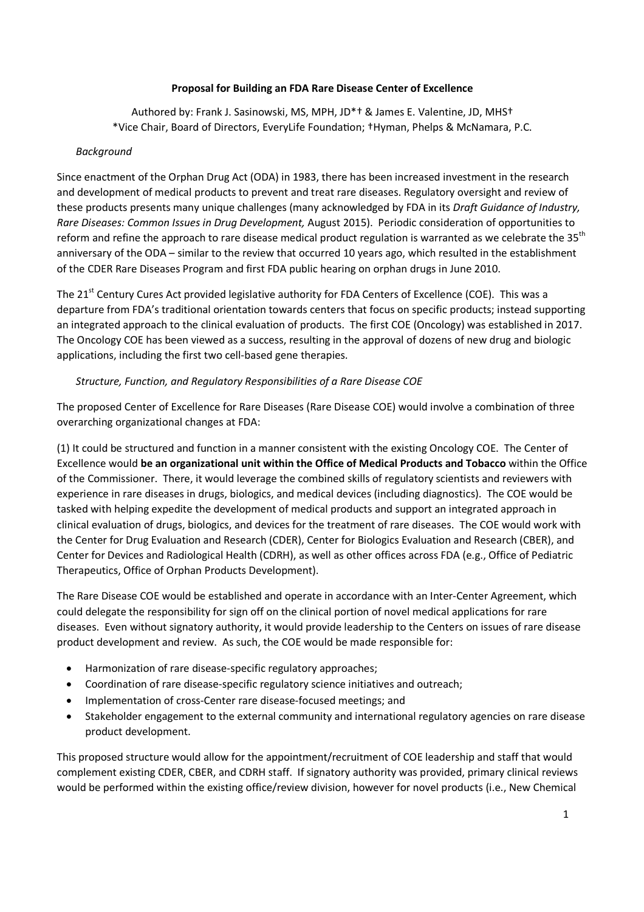**Proposal for Building an FDA Rare Disease Center of Excellence**

Authored by: Frank J. Sasinowski, MS, MPH, JD*† & James E. Valentine, JD, MHS†
*Vice Chair, Board of Directors, EveryLife Foundation; †Hyman, Phelps & McNamara, P.C.

*Background*

Since enactment of the Orphan Drug Act (ODA) in 1983, there has been increased investment in the research and development of medical products to prevent and treat rare diseases. Regulatory oversight and review of these products presents many unique challenges (many acknowledged by FDA in its *Draft Guidance of Industry, Rare Diseases: Common Issues in Drug Development,* August 2015). Periodic consideration of opportunities to reform and refine the approach to rare disease medical product regulation is warranted as we celebrate the 35th anniversary of the ODA – similar to the review that occurred 10 years ago, which resulted in the establishment of the CDER Rare Diseases Program and first FDA public hearing on orphan drugs in June 2010.

The 21st Century Cures Act provided legislative authority for FDA Centers of Excellence (COE). This was a departure from FDA's traditional orientation towards centers that focus on specific products; instead supporting an integrated approach to the clinical evaluation of products. The first COE (Oncology) was established in 2017. The Oncology COE has been viewed as a success, resulting in the approval of dozens of new drug and biologic applications, including the first two cell-based gene therapies.

*Structure, Function, and Regulatory Responsibilities of a Rare Disease COE*

The proposed Center of Excellence for Rare Diseases (Rare Disease COE) would involve a combination of three overarching organizational changes at FDA:

(1) It could be structured and function in a manner consistent with the existing Oncology COE. The Center of Excellence would **be an organizational unit within the Office of Medical Products and Tobacco** within the Office of the Commissioner. There, it would leverage the combined skills of regulatory scientists and reviewers with experience in rare diseases in drugs, biologics, and medical devices (including diagnostics). The COE would be tasked with helping expedite the development of medical products and support an integrated approach in clinical evaluation of drugs, biologics, and devices for the treatment of rare diseases. The COE would work with the Center for Drug Evaluation and Research (CDER), Center for Biologics Evaluation and Research (CBER), and Center for Devices and Radiological Health (CDRH), as well as other offices across FDA (e.g., Office of Pediatric Therapeutics, Office of Orphan Products Development).

The Rare Disease COE would be established and operate in accordance with an Inter-Center Agreement, which could delegate the responsibility for sign off on the clinical portion of novel medical applications for rare diseases. Even without signatory authority, it would provide leadership to the Centers on issues of rare disease product development and review. As such, the COE would be made responsible for:

- Harmonization of rare disease-specific regulatory approaches;
- Coordination of rare disease-specific regulatory science initiatives and outreach;
- Implementation of cross-Center rare disease-focused meetings; and
- Stakeholder engagement to the external community and international regulatory agencies on rare disease product development.

This proposed structure would allow for the appointment/recruitment of COE leadership and staff that would complement existing CDER, CBER, and CDRH staff. If signatory authority was provided, primary clinical reviews would be performed within the existing office/review division, however for novel products (i.e., New Chemical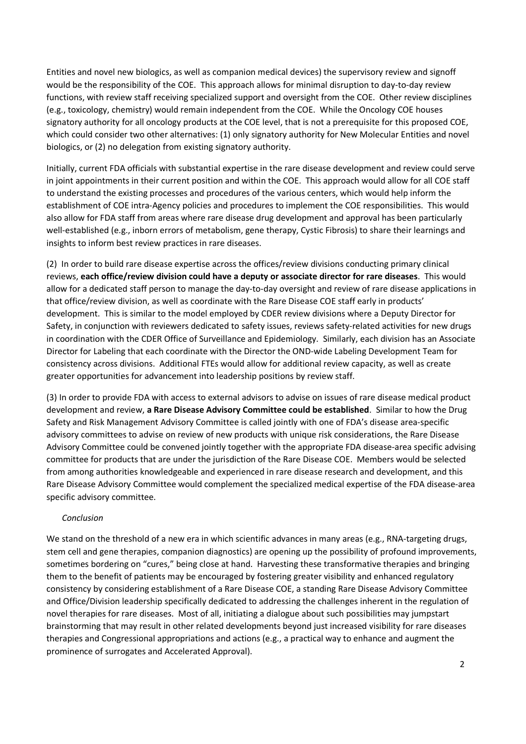Entities and novel new biologics, as well as companion medical devices) the supervisory review and signoff would be the responsibility of the COE. This approach allows for minimal disruption to day-to-day review functions, with review staff receiving specialized support and oversight from the COE. Other review disciplines (e.g., toxicology, chemistry) would remain independent from the COE. While the Oncology COE houses signatory authority for all oncology products at the COE level, that is not a prerequisite for this proposed COE, which could consider two other alternatives: (1) only signatory authority for New Molecular Entities and novel biologics, or (2) no delegation from existing signatory authority.

Initially, current FDA officials with substantial expertise in the rare disease development and review could serve in joint appointments in their current position and within the COE. This approach would allow for all COE staff to understand the existing processes and procedures of the various centers, which would help inform the establishment of COE intra-Agency policies and procedures to implement the COE responsibilities. This would also allow for FDA staff from areas where rare disease drug development and approval has been particularly well-established (e.g., inborn errors of metabolism, gene therapy, Cystic Fibrosis) to share their learnings and insights to inform best review practices in rare diseases.

(2) In order to build rare disease expertise across the offices/review divisions conducting primary clinical reviews, **each office/review division could have a deputy or associate director for rare diseases**. This would allow for a dedicated staff person to manage the day-to-day oversight and review of rare disease applications in that office/review division, as well as coordinate with the Rare Disease COE staff early in products' development. This is similar to the model employed by CDER review divisions where a Deputy Director for Safety, in conjunction with reviewers dedicated to safety issues, reviews safety-related activities for new drugs in coordination with the CDER Office of Surveillance and Epidemiology. Similarly, each division has an Associate Director for Labeling that each coordinate with the Director the OND-wide Labeling Development Team for consistency across divisions. Additional FTEs would allow for additional review capacity, as well as create greater opportunities for advancement into leadership positions by review staff.

(3) In order to provide FDA with access to external advisors to advise on issues of rare disease medical product development and review, **a Rare Disease Advisory Committee could be established**. Similar to how the Drug Safety and Risk Management Advisory Committee is called jointly with one of FDA's disease area-specific advisory committees to advise on review of new products with unique risk considerations, the Rare Disease Advisory Committee could be convened jointly together with the appropriate FDA disease-area specific advising committee for products that are under the jurisdiction of the Rare Disease COE. Members would be selected from among authorities knowledgeable and experienced in rare disease research and development, and this Rare Disease Advisory Committee would complement the specialized medical expertise of the FDA disease-area specific advisory committee.

*Conclusion*

We stand on the threshold of a new era in which scientific advances in many areas (e.g., RNA-targeting drugs, stem cell and gene therapies, companion diagnostics) are opening up the possibility of profound improvements, sometimes bordering on "cures," being close at hand. Harvesting these transformative therapies and bringing them to the benefit of patients may be encouraged by fostering greater visibility and enhanced regulatory consistency by considering establishment of a Rare Disease COE, a standing Rare Disease Advisory Committee and Office/Division leadership specifically dedicated to addressing the challenges inherent in the regulation of novel therapies for rare diseases. Most of all, initiating a dialogue about such possibilities may jumpstart brainstorming that may result in other related developments beyond just increased visibility for rare diseases therapies and Congressional appropriations and actions (e.g., a practical way to enhance and augment the prominence of surrogates and Accelerated Approval).